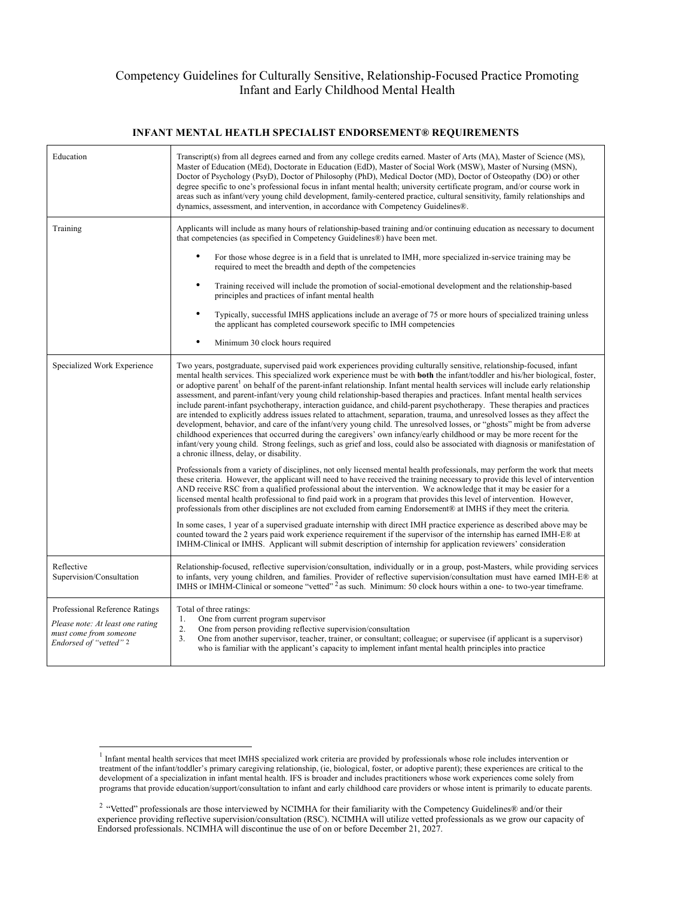# Competency Guidelines for Culturally Sensitive, Relationship-Focused Practice Promoting Infant and Early Childhood Mental Health

## INFANT MENTAL HEATLH SPECIALIST ENDORSEMENT® REQUIREMENTS

| | |
|---|---|
| Education | Transcript(s) from all degrees earned and from any college credits earned. Master of Arts (MA), Master of Science (MS), Master of Education (MEd), Doctorate in Education (EdD), Master of Social Work (MSW), Master of Nursing (MSN), Doctor of Psychology (PsyD), Doctor of Philosophy (PhD), Medical Doctor (MD), Doctor of Osteopathy (DO) or other degree specific to one's professional focus in infant mental health; university certificate program, and/or course work in areas such as infant/very young child development, family-centered practice, cultural sensitivity, family relationships and dynamics, assessment, and intervention, in accordance with Competency Guidelines®. |
| Training | Applicants will include as many hours of relationship-based training and/or continuing education as necessary to document that competencies (as specified in Competency Guidelines®) have been met.<br>• For those whose degree is in a field that is unrelated to IMH, more specialized in-service training may be required to meet the breadth and depth of the competencies<br>• Training received will include the promotion of social-emotional development and the relationship-based principles and practices of infant mental health<br>• Typically, successful IMHS applications include an average of 75 or more hours of specialized training unless the applicant has completed coursework specific to IMH competencies<br>• Minimum 30 clock hours required |
| Specialized Work Experience | Two years, postgraduate, supervised paid work experiences providing culturally sensitive, relationship-focused, infant mental health services. This specialized work experience must be with **both** the infant/toddler and his/her biological, foster, or adoptive parent[1] on behalf of the parent-infant relationship. Infant mental health services will include early relationship assessment, and parent-infant/very young child relationship-based therapies and practices. Infant mental health services include parent-infant psychotherapy, interaction guidance, and child-parent psychotherapy. These therapies and practices are intended to explicitly address issues related to attachment, separation, trauma, and unresolved losses as they affect the development, behavior, and care of the infant/very young child. The unresolved losses, or "ghosts" might be from adverse childhood experiences that occurred during the caregivers' own infancy/early childhood or may be more recent for the infant/very young child. Strong feelings, such as grief and loss, could also be associated with diagnosis or manifestation of a chronic illness, delay, or disability.<br><br>Professionals from a variety of disciplines, not only licensed mental health professionals, may perform the work that meets these criteria. However, the applicant will need to have received the training necessary to provide this level of intervention AND receive RSC from a qualified professional about the intervention. We acknowledge that it may be easier for a licensed mental health professional to find paid work in a program that provides this level of intervention. However, professionals from other disciplines are not excluded from earning Endorsement® at IMHS if they meet the criteria.<br><br>In some cases, 1 year of a supervised graduate internship with direct IMH practice experience as described above may be counted toward the 2 years paid work experience requirement if the supervisor of the internship has earned IMH-E® at IMHM-Clinical or IMHS. Applicant will submit description of internship for application reviewers' consideration |
| Reflective Supervision/Consultation | Relationship-focused, reflective supervision/consultation, individually or in a group, post-Masters, while providing services to infants, very young children, and families. Provider of reflective supervision/consultation must have earned IMH-E® at IMHS or IMHM-Clinical or someone "vetted" [2] as such. Minimum: 50 clock hours within a one- to two-year timeframe. |
| Professional Reference Ratings<br>*Please note: At least one rating must come from someone Endorsed of "vetted"* [2] | Total of three ratings:<br>1. One from current program supervisor<br>2. One from person providing reflective supervision/consultation<br>3. One from another supervisor, teacher, trainer, or consultant; colleague; or supervisee (if applicant is a supervisor) who is familiar with the applicant's capacity to implement infant mental health principles into practice |

[1] Infant mental health services that meet IMHS specialized work criteria are provided by professionals whose role includes intervention or treatment of the infant/toddler's primary caregiving relationship, (ie, biological, foster, or adoptive parent); these experiences are critical to the development of a specialization in infant mental health. IFS is broader and includes practitioners whose work experiences come solely from programs that provide education/support/consultation to infant and early childhood care providers or whose intent is primarily to educate parents.

[2] "Vetted" professionals are those interviewed by NCIMHA for their familiarity with the Competency Guidelines® and/or their experience providing reflective supervision/consultation (RSC). NCIMHA will utilize vetted professionals as we grow our capacity of Endorsed professionals. NCIMHA will discontinue the use of on or before December 21, 2027.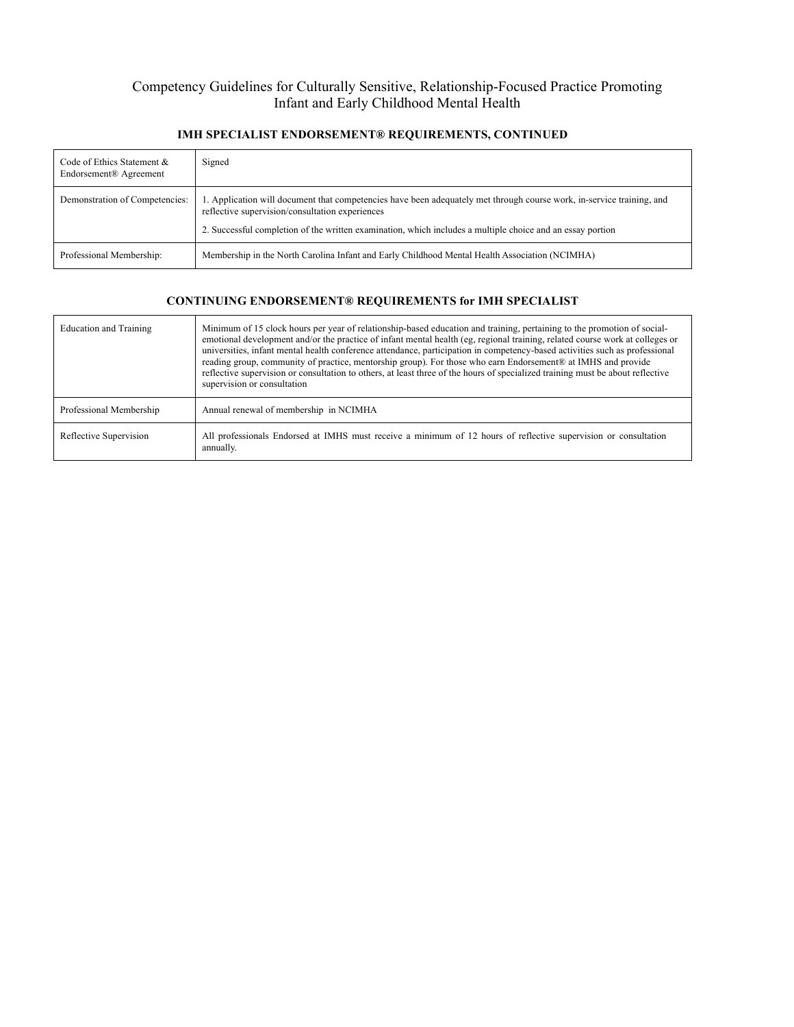Competency Guidelines for Culturally Sensitive, Relationship-Focused Practice Promoting Infant and Early Childhood Mental Health

### IMH SPECIALIST ENDORSEMENT® REQUIREMENTS, CONTINUED

| | |
|---|---|
| Code of Ethics Statement & Endorsement® Agreement | Signed |
| Demonstration of Competencies: | 1. Application will document that competencies have been adequately met through course work, in-service training, and reflective supervision/consultation experiences<br>2. Successful completion of the written examination, which includes a multiple choice and an essay portion |
| Professional Membership: | Membership in the North Carolina Infant and Early Childhood Mental Health Association (NCIMHA) |

### CONTINUING ENDORSEMENT® REQUIREMENTS for IMH SPECIALIST

| | |
|---|---|
| Education and Training | Minimum of 15 clock hours per year of relationship-based education and training, pertaining to the promotion of social-emotional development and/or the practice of infant mental health (eg, regional training, related course work at colleges or universities, infant mental health conference attendance, participation in competency-based activities such as professional reading group, community of practice, mentorship group). For those who earn Endorsement® at IMHS and provide reflective supervision or consultation to others, at least three of the hours of specialized training must be about reflective supervision or consultation |
| Professional Membership | Annual renewal of membership in NCIMHA |
| Reflective Supervision | All professionals Endorsed at IMHS must receive a minimum of 12 hours of reflective supervision or consultation annually. |